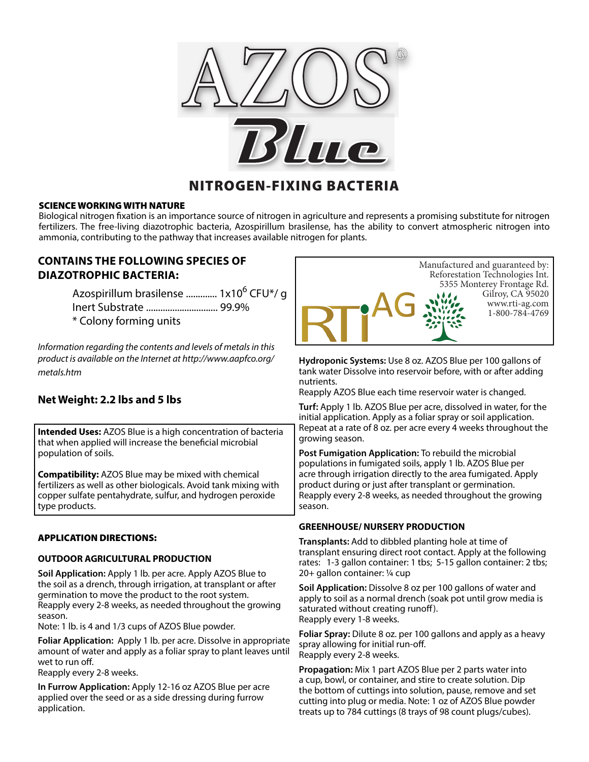# AZOS® Blue

## NITROGEN-FIXING BACTERIA

**SCIENCE WORKING WITH NATURE**

Biological nitrogen fixation is an importance source of nitrogen in agriculture and represents a promising substitute for nitrogen fertilizers. The free-living diazotrophic bacteria, Azospirillum brasilense, has the ability to convert atmospheric nitrogen into ammonia, contributing to the pathway that increases available nitrogen for plants.

### CONTAINS THE FOLLOWING SPECIES OF DIAZOTROPHIC BACTERIA:

Azospirillum brasilense ............. $1x10^6$ CFU*/ g
Inert Substrate .............................. 99.9%
* Colony forming units

*Information regarding the contents and levels of metals in this product is available on the Internet at http://www.aapfco.org/metals.htm*

### Net Weight: 2.2 lbs and 5 lbs

**Intended Uses:** AZOS Blue is a high concentration of bacteria that when applied will increase the beneficial microbial population of soils.

**Compatibility:** AZOS Blue may be mixed with chemical fertilizers as well as other biologicals. Avoid tank mixing with copper sulfate pentahydrate, sulfur, and hydrogen peroxide type products.

### APPLICATION DIRECTIONS:

#### OUTDOOR AGRICULTURAL PRODUCTION

**Soil Application:** Apply 1 lb. per acre. Apply AZOS Blue to the soil as a drench, through irrigation, at transplant or after germination to move the product to the root system.
Reapply every 2-8 weeks, as needed throughout the growing season.
Note: 1 lb. is 4 and 1/3 cups of AZOS Blue powder.

**Foliar Application:** Apply 1 lb. per acre. Dissolve in appropriate amount of water and apply as a foliar spray to plant leaves until wet to run off.
Reapply every 2-8 weeks.

**In Furrow Application:** Apply 12-16 oz AZOS Blue per acre applied over the seed or as a side dressing during furrow application.

Manufactured and guaranteed by:
Reforestation Technologies Int.
5355 Monterey Frontage Rd.
Gilroy, CA 95020
www.rti-ag.com
1-800-784-4769

RTi AG

**Hydroponic Systems:** Use 8 oz. AZOS Blue per 100 gallons of tank water Dissolve into reservoir before, with or after adding nutrients.
Reapply AZOS Blue each time reservoir water is changed.

**Turf:** Apply 1 lb. AZOS Blue per acre, dissolved in water, for the initial application. Apply as a foliar spray or soil application. Repeat at a rate of 8 oz. per acre every 4 weeks throughout the growing season.

**Post Fumigation Application:** To rebuild the microbial populations in fumigated soils, apply 1 lb. AZOS Blue per acre through irrigation directly to the area fumigated. Apply product during or just after transplant or germination. Reapply every 2-8 weeks, as needed throughout the growing season.

#### GREENHOUSE/ NURSERY PRODUCTION

**Transplants:** Add to dibbled planting hole at time of transplant ensuring direct root contact. Apply at the following rates: 1-3 gallon container: 1 tbs; 5-15 gallon container: 2 tbs; 20+ gallon container: ¼ cup

**Soil Application:** Dissolve 8 oz per 100 gallons of water and apply to soil as a normal drench (soak pot until grow media is saturated without creating runoff).
Reapply every 1-8 weeks.

**Foliar Spray:** Dilute 8 oz. per 100 gallons and apply as a heavy spray allowing for initial run-off.
Reapply every 2-8 weeks.

**Propagation:** Mix 1 part AZOS Blue per 2 parts water into a cup, bowl, or container, and stire to create solution. Dip the bottom of cuttings into solution, pause, remove and set cutting into plug or media. Note: 1 oz of AZOS Blue powder treats up to 784 cuttings (8 trays of 98 count plugs/cubes).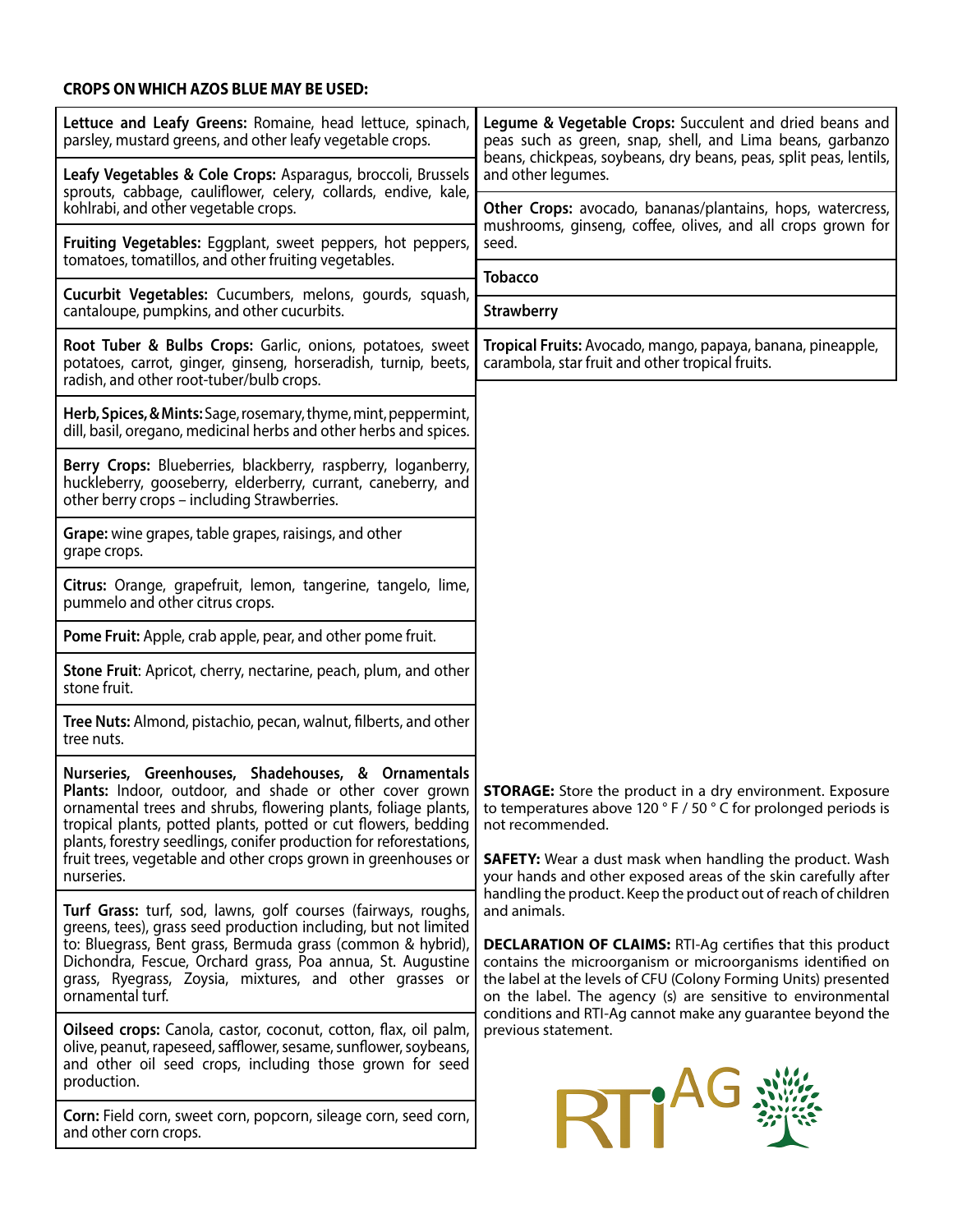**CROPS ON WHICH AZOS BLUE MAY BE USED:**

| | |
|---|---|
| **Lettuce and Leafy Greens:** Romaine, head lettuce, spinach, parsley, mustard greens, and other leafy vegetable crops. | **Legume & Vegetable Crops:** Succulent and dried beans and peas such as green, snap, shell, and Lima beans, garbanzo beans, chickpeas, soybeans, dry beans, peas, split peas, lentils, and other legumes. |
| **Leafy Vegetables & Cole Crops:** Asparagus, broccoli, Brussels sprouts, cabbage, cauliflower, celery, collards, endive, kale, kohlrabi, and other vegetable crops. | **Other Crops:** avocado, bananas/plantains, hops, watercress, mushrooms, ginseng, coffee, olives, and all crops grown for seed. |
| **Fruiting Vegetables:** Eggplant, sweet peppers, hot peppers, tomatoes, tomatillos, and other fruiting vegetables. | **Tobacco** |
| **Cucurbit Vegetables:** Cucumbers, melons, gourds, squash, cantaloupe, pumpkins, and other cucurbits. | **Strawberry** |
| **Root Tuber & Bulbs Crops:** Garlic, onions, potatoes, sweet potatoes, carrot, ginger, ginseng, horseradish, turnip, beets, radish, and other root-tuber/bulb crops. | **Tropical Fruits:** Avocado, mango, papaya, banana, pineapple, carambola, star fruit and other tropical fruits. |
| **Herb, Spices, & Mints:** Sage, rosemary, thyme, mint, peppermint, dill, basil, oregano, medicinal herbs and other herbs and spices. | |
| **Berry Crops:** Blueberries, blackberry, raspberry, loganberry, huckleberry, gooseberry, elderberry, currant, caneberry, and other berry crops – including Strawberries. | |
| **Grape:** wine grapes, table grapes, raisings, and other grape crops. | |
| **Citrus:** Orange, grapefruit, lemon, tangerine, tangelo, lime, pummelo and other citrus crops. | |
| **Pome Fruit:** Apple, crab apple, pear, and other pome fruit. | |
| **Stone Fruit**: Apricot, cherry, nectarine, peach, plum, and other stone fruit. | |
| **Tree Nuts:** Almond, pistachio, pecan, walnut, filberts, and other tree nuts. | |
| **Nurseries, Greenhouses, Shadehouses, & Ornamentals Plants:** Indoor, outdoor, and shade or other cover grown ornamental trees and shrubs, flowering plants, foliage plants, tropical plants, potted plants, potted or cut flowers, bedding plants, forestry seedlings, conifer production for reforestations, fruit trees, vegetable and other crops grown in greenhouses or nurseries. | |
| **Turf Grass:** turf, sod, lawns, golf courses (fairways, roughs, greens, tees), grass seed production including, but not limited to: Bluegrass, Bent grass, Bermuda grass (common & hybrid), Dichondra, Fescue, Orchard grass, Poa annua, St. Augustine grass, Ryegrass, Zoysia, mixtures, and other grasses or ornamental turf. | |
| **Oilseed crops:** Canola, castor, coconut, cotton, flax, oil palm, olive, peanut, rapeseed, safflower, sesame, sunflower, soybeans, and other oil seed crops, including those grown for seed production. | |
| **Corn:** Field corn, sweet corn, popcorn, sileage corn, seed corn, and other corn crops. | |

**STORAGE:** Store the product in a dry environment. Exposure to temperatures above 120 ° F / 50 ° C for prolonged periods is not recommended.

**SAFETY:** Wear a dust mask when handling the product. Wash your hands and other exposed areas of the skin carefully after handling the product. Keep the product out of reach of children and animals.

**DECLARATION OF CLAIMS:** RTI-Ag certifies that this product contains the microorganism or microorganisms identified on the label at the levels of CFU (Colony Forming Units) presented on the label. The agency (s) are sensitive to environmental conditions and RTI-Ag cannot make any guarantee beyond the previous statement.

RTI AG